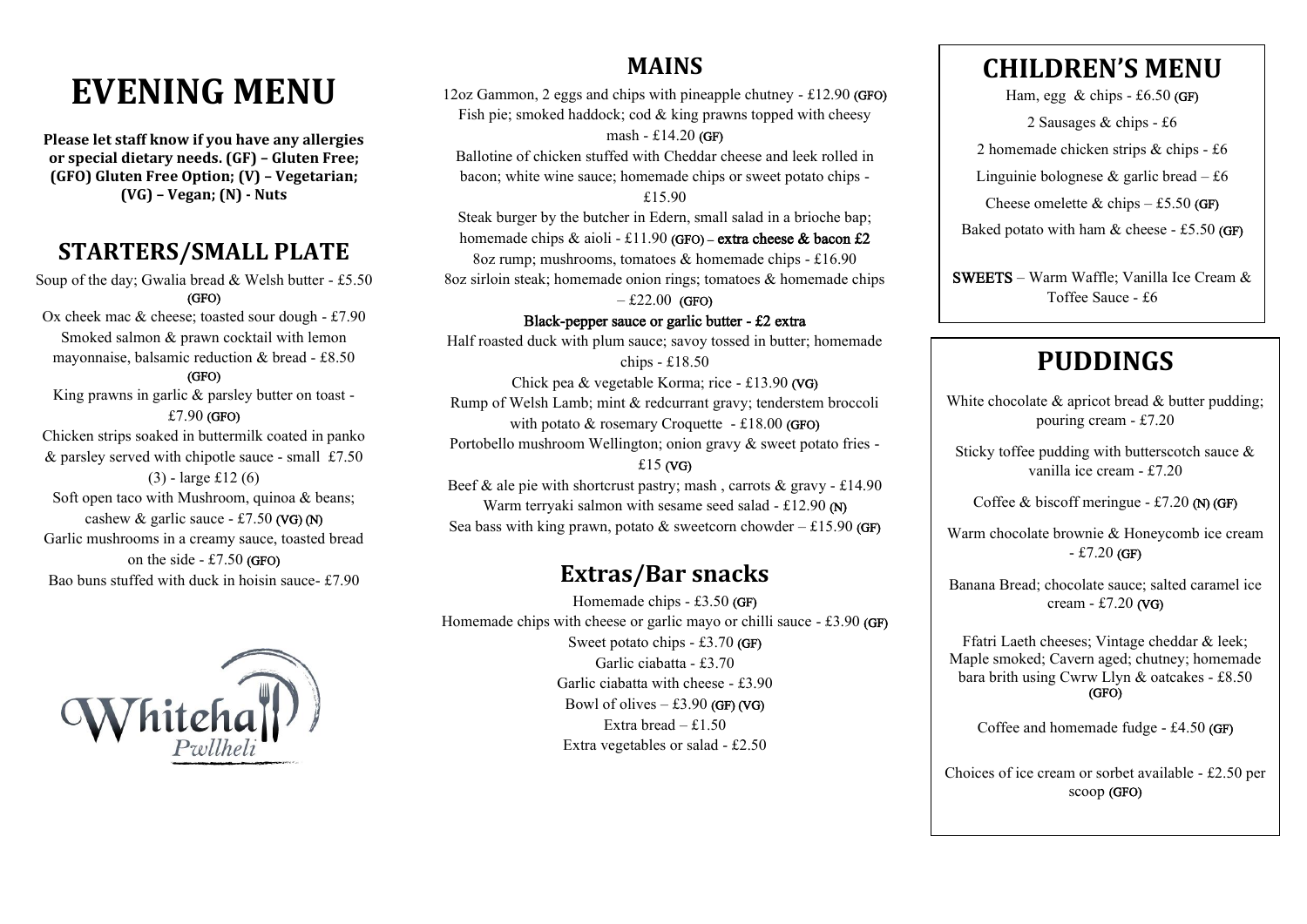# EVENING MENU

**Please let staff know if you have any allergies or special dietary needs. (GF) – Gluten Free; (GFO) Gluten Free Option; (V) – Vegetarian; (VG) – Vegan; (N) - Nuts**

## STARTERS/SMALL PLATE

Soup of the day; Gwalia bread & Welsh butter - £5.50 (GFO)

Ox cheek mac & cheese; toasted sour dough - £7.90

Smoked salmon & prawn cocktail with lemon mayonnaise, balsamic reduction & bread - £8.50 (GFO)

King prawns in garlic & parsley butter on toast - £7.90 (GFO)

Chicken strips soaked in buttermilk coated in panko & parsley served with chipotle sauce - small £7.50 (3) - large £12 (6)

Soft open taco with Mushroom, quinoa & beans; cashew & garlic sauce - £7.50 (VG) (N)

Garlic mushrooms in a creamy sauce, toasted bread on the side - £7.50 (GFO)

Bao buns stuffed with duck in hoisin sauce- £7.90

## MAINS

12oz Gammon, 2 eggs and chips with pineapple chutney - £12.90 (GFO)

Fish pie; smoked haddock; cod & king prawns topped with cheesy mash - £14.20 (GF)

Ballotine of chicken stuffed with Cheddar cheese and leek rolled in bacon; white wine sauce; homemade chips or sweet potato chips - £15.90

Steak burger by the butcher in Edern, small salad in a brioche bap; homemade chips & aioli - £11.90 (GFO) – **extra cheese & bacon £2**

8oz rump; mushrooms, tomatoes & homemade chips - £16.90

8oz sirloin steak; homemade onion rings; tomatoes & homemade chips – £22.00 (GFO)

**Black-pepper sauce or garlic butter - £2 extra**

Half roasted duck with plum sauce; savoy tossed in butter; homemade chips - £18.50

Chick pea & vegetable Korma; rice - £13.90 (VG)

Rump of Welsh Lamb; mint & redcurrant gravy; tenderstem broccoli with potato & rosemary Croquette - £18.00 (GFO)

Portobello mushroom Wellington; onion gravy & sweet potato fries - £15 (VG)

Beef & ale pie with shortcrust pastry; mash , carrots & gravy - £14.90

Warm terryaki salmon with sesame seed salad - £12.90 (N)

Sea bass with king prawn, potato & sweetcorn chowder – £15.90 (GF)

## Extras/Bar snacks

Homemade chips - £3.50 (GF)

Homemade chips with cheese or garlic mayo or chilli sauce - £3.90 (GF)

Sweet potato chips - £3.70 (GF)

Garlic ciabatta - £3.70

Garlic ciabatta with cheese - £3.90

Bowl of olives – £3.90 (GF) (VG)

Extra bread – £1.50

Extra vegetables or salad - £2.50

## CHILDREN'S MENU

Ham, egg & chips - £6.50 (GF)

2 Sausages & chips - £6

2 homemade chicken strips & chips - £6

Linguinie bolognese & garlic bread – £6

Cheese omelette & chips – £5.50 (GF)

Baked potato with ham & cheese - £5.50 (GF)

**SWEETS** – Warm Waffle; Vanilla Ice Cream & Toffee Sauce - £6

## PUDDINGS

White chocolate & apricot bread & butter pudding; pouring cream - £7.20

Sticky toffee pudding with butterscotch sauce & vanilla ice cream - £7.20

Coffee & biscoff meringue - £7.20 (N) (GF)

Warm chocolate brownie & Honeycomb ice cream - £7.20 (GF)

Banana Bread; chocolate sauce; salted caramel ice cream - £7.20 (VG)

Ffatri Laeth cheeses; Vintage cheddar & leek; Maple smoked; Cavern aged; chutney; homemade bara brith using Cwrw Llyn & oatcakes - £8.50 (GFO)

Coffee and homemade fudge - £4.50 (GF)

Choices of ice cream or sorbet available - £2.50 per scoop (GFO)

Whitehall Pwllheli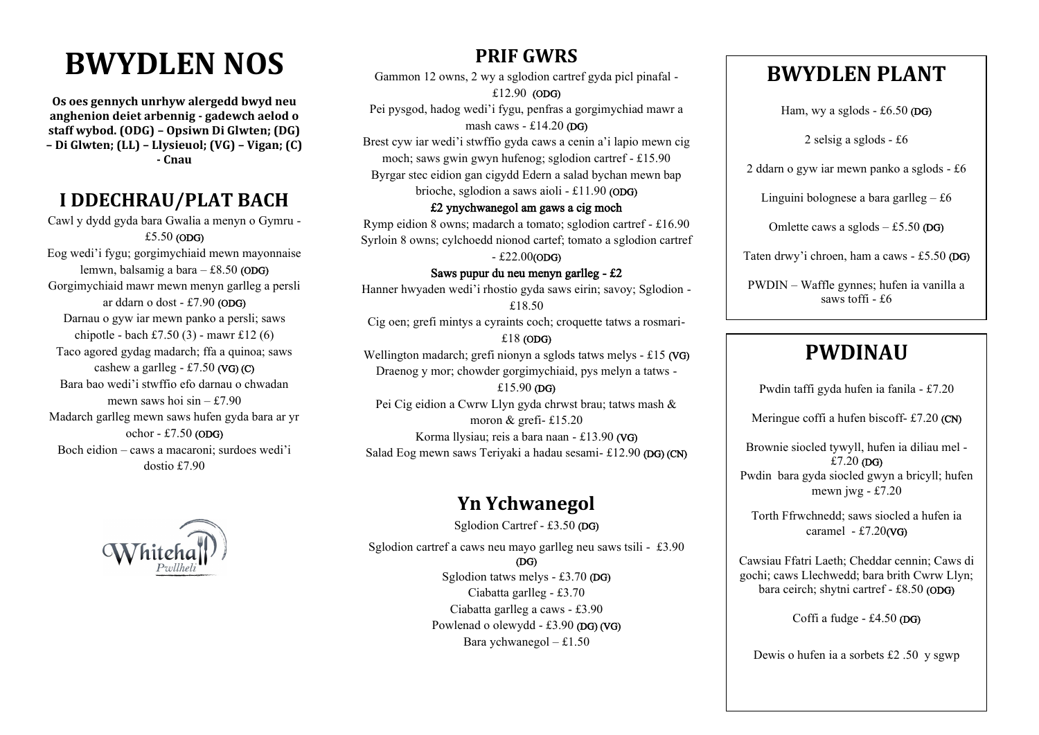# BWYDLEN NOS

**Os oes gennych unrhyw alergedd bwyd neu anghenion deiet arbennig - gadewch aelod o staff wybod. (ODG) – Opsiwn Di Glwten; (DG) – Di Glwten; (LL) – Llysieuol; (VG) – Vigan; (C) - Cnau**

## I DDECHRAU/PLAT BACH

Cawl y dydd gyda bara Gwalia a menyn o Gymru - £5.50 (ODG)

Eog wedi'i fygu; gorgimychiaid mewn mayonnaise lemwn, balsamig a bara – £8.50 (ODG)

Gorgimychiaid mawr mewn menyn garlleg a persli ar ddarn o dost - £7.90 (ODG)

Darnau o gyw iar mewn panko a persli; saws chipotle - bach £7.50 (3) - mawr £12 (6)

Taco agored gydag madarch; ffa a quinoa; saws cashew a garlleg - £7.50 (VG) (C)

Bara bao wedi'i stwffio efo darnau o chwadan mewn saws hoi sin – £7.90

Madarch garlleg mewn saws hufen gyda bara ar yr ochor - £7.50 (ODG)

Boch eidion – caws a macaroni; surdoes wedi'i dostio £7.90

Whitehall Pwllheli

## PRIF GWRS

Gammon 12 owns, 2 wy a sglodion cartref gyda picl pinafal - £12.90 (ODG)

Pei pysgod, hadog wedi'i fygu, penfras a gorgimychiad mawr a mash caws - £14.20 (DG)

Brest cyw iar wedi'i stwffio gyda caws a cenin a'i lapio mewn cig moch; saws gwin gwyn hufenog; sglodion cartref - £15.90

Byrgar stec eidion gan cigydd Edern a salad bychan mewn bap brioche, sglodion a saws aioli - £11.90 (ODG)

**£2 ynychwanegol am gaws a cig moch**

Rymp eidion 8 owns; madarch a tomato; sglodion cartref - £16.90

Syrloin 8 owns; cylchoedd nionod cartef; tomato a sglodion cartref - £22.00(ODG)

**Saws pupur du neu menyn garlleg - £2**

Hanner hwyaden wedi'i rhostio gyda saws eirin; savoy; Sglodion - £18.50

Cig oen; grefi mintys a cyraints coch; croquette tatws a rosmari- £18 (ODG)

Wellington madarch; grefi nionyn a sglods tatws melys - £15 (VG)

Draenog y mor; chowder gorgimychiaid, pys melyn a tatws - £15.90 (DG)

Pei Cig eidion a Cwrw Llyn gyda chrwst brau; tatws mash & moron & grefi- £15.20

Korma llysiau; reis a bara naan - £13.90 (VG)

Salad Eog mewn saws Teriyaki a hadau sesami- £12.90 (DG) (CN)

## Yn Ychwanegol

Sglodion Cartref - £3.50 (DG)

Sglodion cartref a caws neu mayo garlleg neu saws tsili - £3.90 (DG)

Sglodion tatws melys - £3.70 (DG)

Ciabatta garlleg - £3.70

Ciabatta garlleg a caws - £3.90

Powlenad o olewydd - £3.90 (DG) (VG)

Bara ychwanegol – £1.50

## BWYDLEN PLANT

Ham, wy a sglods - £6.50 (DG)

2 selsig a sglods - £6

2 ddarn o gyw iar mewn panko a sglods - £6

Linguini bolognese a bara garlleg – £6

Omlette caws a sglods – £5.50 (DG)

Taten drwy'i chroen, ham a caws - £5.50 (DG)

PWDIN – Waffle gynnes; hufen ia vanilla a saws toffi - £6

## PWDINAU

Pwdin taffi gyda hufen ia fanila - £7.20

Meringue coffi a hufen biscoff- £7.20 (CN)

Brownie siocled tywyll, hufen ia diliau mel - £7.20 (DG)

Pwdin bara gyda siocled gwyn a bricyll; hufen mewn jwg - £7.20

Torth Ffrwchnedd; saws siocled a hufen ia caramel - £7.20(VG)

Cawsiau Ffatri Laeth; Cheddar cennin; Caws di gochi; caws Llechwedd; bara brith Cwrw Llyn; bara ceirch; shytni cartref - £8.50 (ODG)

Coffi a fudge - £4.50 (DG)

Dewis o hufen ia a sorbets £2 .50 y sgwp